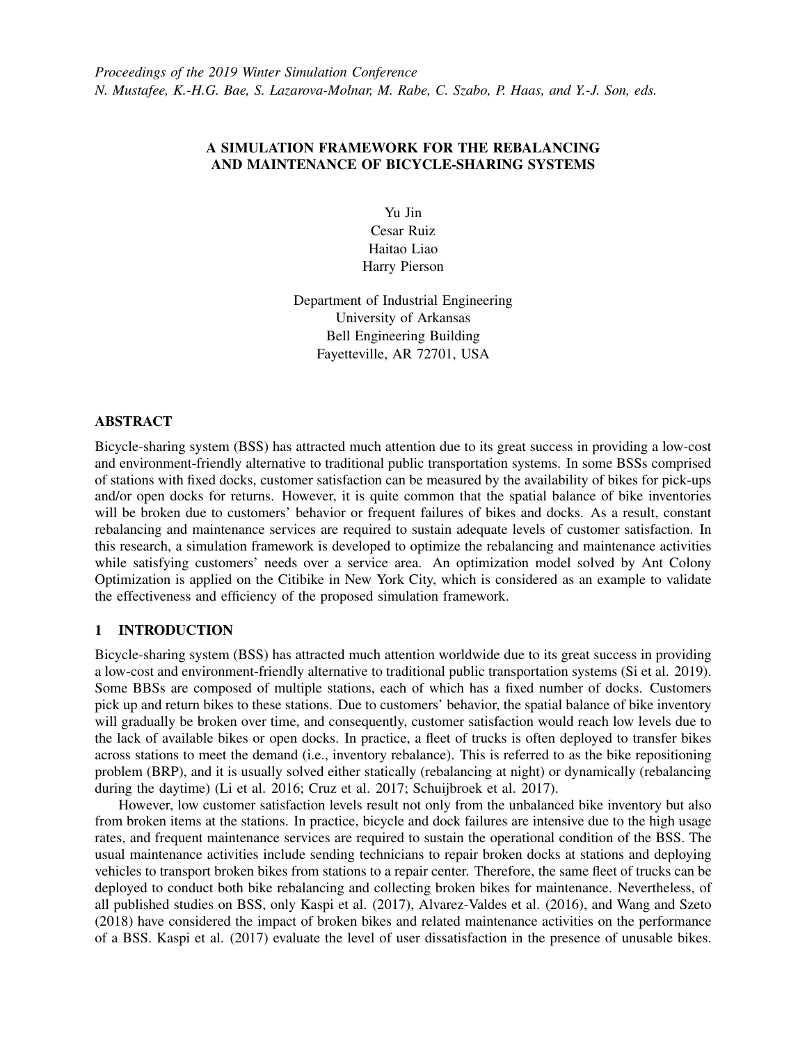*Proceedings of the 2019 Winter Simulation Conference*
*N. Mustafee, K.-H.G. Bae, S. Lazarova-Molnar, M. Rabe, C. Szabo, P. Haas, and Y.-J. Son, eds.*

# A SIMULATION FRAMEWORK FOR THE REBALANCING AND MAINTENANCE OF BICYCLE-SHARING SYSTEMS

Yu Jin
Cesar Ruiz
Haitao Liao
Harry Pierson

Department of Industrial Engineering
University of Arkansas
Bell Engineering Building
Fayetteville, AR 72701, USA

## ABSTRACT

Bicycle-sharing system (BSS) has attracted much attention due to its great success in providing a low-cost and environment-friendly alternative to traditional public transportation systems. In some BSSs comprised of stations with fixed docks, customer satisfaction can be measured by the availability of bikes for pick-ups and/or open docks for returns. However, it is quite common that the spatial balance of bike inventories will be broken due to customers' behavior or frequent failures of bikes and docks. As a result, constant rebalancing and maintenance services are required to sustain adequate levels of customer satisfaction. In this research, a simulation framework is developed to optimize the rebalancing and maintenance activities while satisfying customers' needs over a service area. An optimization model solved by Ant Colony Optimization is applied on the Citibike in New York City, which is considered as an example to validate the effectiveness and efficiency of the proposed simulation framework.

## 1 INTRODUCTION

Bicycle-sharing system (BSS) has attracted much attention worldwide due to its great success in providing a low-cost and environment-friendly alternative to traditional public transportation systems (Si et al. 2019). Some BBSs are composed of multiple stations, each of which has a fixed number of docks. Customers pick up and return bikes to these stations. Due to customers' behavior, the spatial balance of bike inventory will gradually be broken over time, and consequently, customer satisfaction would reach low levels due to the lack of available bikes or open docks. In practice, a fleet of trucks is often deployed to transfer bikes across stations to meet the demand (i.e., inventory rebalance). This is referred to as the bike repositioning problem (BRP), and it is usually solved either statically (rebalancing at night) or dynamically (rebalancing during the daytime) (Li et al. 2016; Cruz et al. 2017; Schuijbroek et al. 2017).

However, low customer satisfaction levels result not only from the unbalanced bike inventory but also from broken items at the stations. In practice, bicycle and dock failures are intensive due to the high usage rates, and frequent maintenance services are required to sustain the operational condition of the BSS. The usual maintenance activities include sending technicians to repair broken docks at stations and deploying vehicles to transport broken bikes from stations to a repair center. Therefore, the same fleet of trucks can be deployed to conduct both bike rebalancing and collecting broken bikes for maintenance. Nevertheless, of all published studies on BSS, only Kaspi et al. (2017), Alvarez-Valdes et al. (2016), and Wang and Szeto (2018) have considered the impact of broken bikes and related maintenance activities on the performance of a BSS. Kaspi et al. (2017) evaluate the level of user dissatisfaction in the presence of unusable bikes.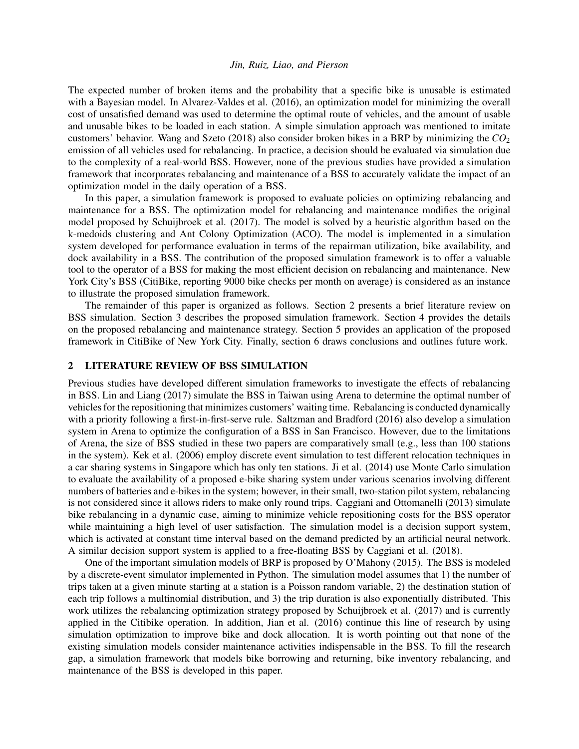The expected number of broken items and the probability that a specific bike is unusable is estimated with a Bayesian model. In Alvarez-Valdes et al. (2016), an optimization model for minimizing the overall cost of unsatisfied demand was used to determine the optimal route of vehicles, and the amount of usable and unusable bikes to be loaded in each station. A simple simulation approach was mentioned to imitate customers' behavior. Wang and Szeto (2018) also consider broken bikes in a BRP by minimizing the $CO_2$ emission of all vehicles used for rebalancing. In practice, a decision should be evaluated via simulation due to the complexity of a real-world BSS. However, none of the previous studies have provided a simulation framework that incorporates rebalancing and maintenance of a BSS to accurately validate the impact of an optimization model in the daily operation of a BSS.

In this paper, a simulation framework is proposed to evaluate policies on optimizing rebalancing and maintenance for a BSS. The optimization model for rebalancing and maintenance modifies the original model proposed by Schuijbroek et al. (2017). The model is solved by a heuristic algorithm based on the k-medoids clustering and Ant Colony Optimization (ACO). The model is implemented in a simulation system developed for performance evaluation in terms of the repairman utilization, bike availability, and dock availability in a BSS. The contribution of the proposed simulation framework is to offer a valuable tool to the operator of a BSS for making the most efficient decision on rebalancing and maintenance. New York City's BSS (CitiBike, reporting 9000 bike checks per month on average) is considered as an instance to illustrate the proposed simulation framework.

The remainder of this paper is organized as follows. Section 2 presents a brief literature review on BSS simulation. Section 3 describes the proposed simulation framework. Section 4 provides the details on the proposed rebalancing and maintenance strategy. Section 5 provides an application of the proposed framework in CitiBike of New York City. Finally, section 6 draws conclusions and outlines future work.

## 2 LITERATURE REVIEW OF BSS SIMULATION

Previous studies have developed different simulation frameworks to investigate the effects of rebalancing in BSS. Lin and Liang (2017) simulate the BSS in Taiwan using Arena to determine the optimal number of vehicles for the repositioning that minimizes customers' waiting time. Rebalancing is conducted dynamically with a priority following a first-in-first-serve rule. Saltzman and Bradford (2016) also develop a simulation system in Arena to optimize the configuration of a BSS in San Francisco. However, due to the limitations of Arena, the size of BSS studied in these two papers are comparatively small (e.g., less than 100 stations in the system). Kek et al. (2006) employ discrete event simulation to test different relocation techniques in a car sharing systems in Singapore which has only ten stations. Ji et al. (2014) use Monte Carlo simulation to evaluate the availability of a proposed e-bike sharing system under various scenarios involving different numbers of batteries and e-bikes in the system; however, in their small, two-station pilot system, rebalancing is not considered since it allows riders to make only round trips. Caggiani and Ottomanelli (2013) simulate bike rebalancing in a dynamic case, aiming to minimize vehicle repositioning costs for the BSS operator while maintaining a high level of user satisfaction. The simulation model is a decision support system, which is activated at constant time interval based on the demand predicted by an artificial neural network. A similar decision support system is applied to a free-floating BSS by Caggiani et al. (2018).

One of the important simulation models of BRP is proposed by O'Mahony (2015). The BSS is modeled by a discrete-event simulator implemented in Python. The simulation model assumes that 1) the number of trips taken at a given minute starting at a station is a Poisson random variable, 2) the destination station of each trip follows a multinomial distribution, and 3) the trip duration is also exponentially distributed. This work utilizes the rebalancing optimization strategy proposed by Schuijbroek et al. (2017) and is currently applied in the Citibike operation. In addition, Jian et al. (2016) continue this line of research by using simulation optimization to improve bike and dock allocation. It is worth pointing out that none of the existing simulation models consider maintenance activities indispensable in the BSS. To fill the research gap, a simulation framework that models bike borrowing and returning, bike inventory rebalancing, and maintenance of the BSS is developed in this paper.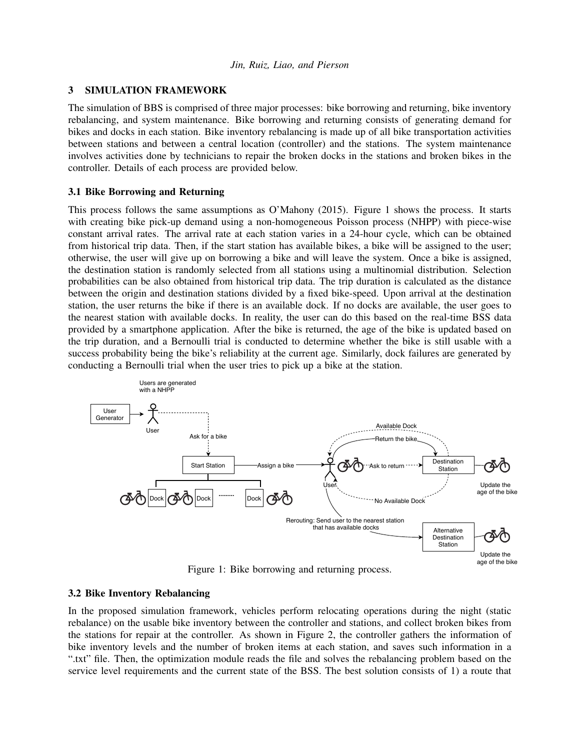## 3 SIMULATION FRAMEWORK

The simulation of BBS is comprised of three major processes: bike borrowing and returning, bike inventory rebalancing, and system maintenance. Bike borrowing and returning consists of generating demand for bikes and docks in each station. Bike inventory rebalancing is made up of all bike transportation activities between stations and between a central location (controller) and the stations. The system maintenance involves activities done by technicians to repair the broken docks in the stations and broken bikes in the controller. Details of each process are provided below.

### 3.1 Bike Borrowing and Returning

This process follows the same assumptions as O'Mahony (2015). Figure 1 shows the process. It starts with creating bike pick-up demand using a non-homogeneous Poisson process (NHPP) with piece-wise constant arrival rates. The arrival rate at each station varies in a 24-hour cycle, which can be obtained from historical trip data. Then, if the start station has available bikes, a bike will be assigned to the user; otherwise, the user will give up on borrowing a bike and will leave the system. Once a bike is assigned, the destination station is randomly selected from all stations using a multinomial distribution. Selection probabilities can be also obtained from historical trip data. The trip duration is calculated as the distance between the origin and destination stations divided by a fixed bike-speed. Upon arrival at the destination station, the user returns the bike if there is an available dock. If no docks are available, the user goes to the nearest station with available docks. In reality, the user can do this based on the real-time BSS data provided by a smartphone application. After the bike is returned, the age of the bike is updated based on the trip duration, and a Bernoulli trial is conducted to determine whether the bike is still usable with a success probability being the bike's reliability at the current age. Similarly, dock failures are generated by conducting a Bernoulli trial when the user tries to pick up a bike at the station.

Users are generated with a NHPP

User Generator

User

Ask for a bike

Start Station

Assign a bike

Dock

Dock

Dock

Available Dock

Return the bike

Ask to return

Destination Station

User

No Available Dock

Update the age of the bike

Rerouting: Send user to the nearest station that has available docks

Alternative Destination Station

Update the age of the bike

Figure 1: Bike borrowing and returning process.

### 3.2 Bike Inventory Rebalancing

In the proposed simulation framework, vehicles perform relocating operations during the night (static rebalance) on the usable bike inventory between the controller and stations, and collect broken bikes from the stations for repair at the controller. As shown in Figure 2, the controller gathers the information of bike inventory levels and the number of broken items at each station, and saves such information in a ".txt" file. Then, the optimization module reads the file and solves the rebalancing problem based on the service level requirements and the current state of the BSS. The best solution consists of 1) a route that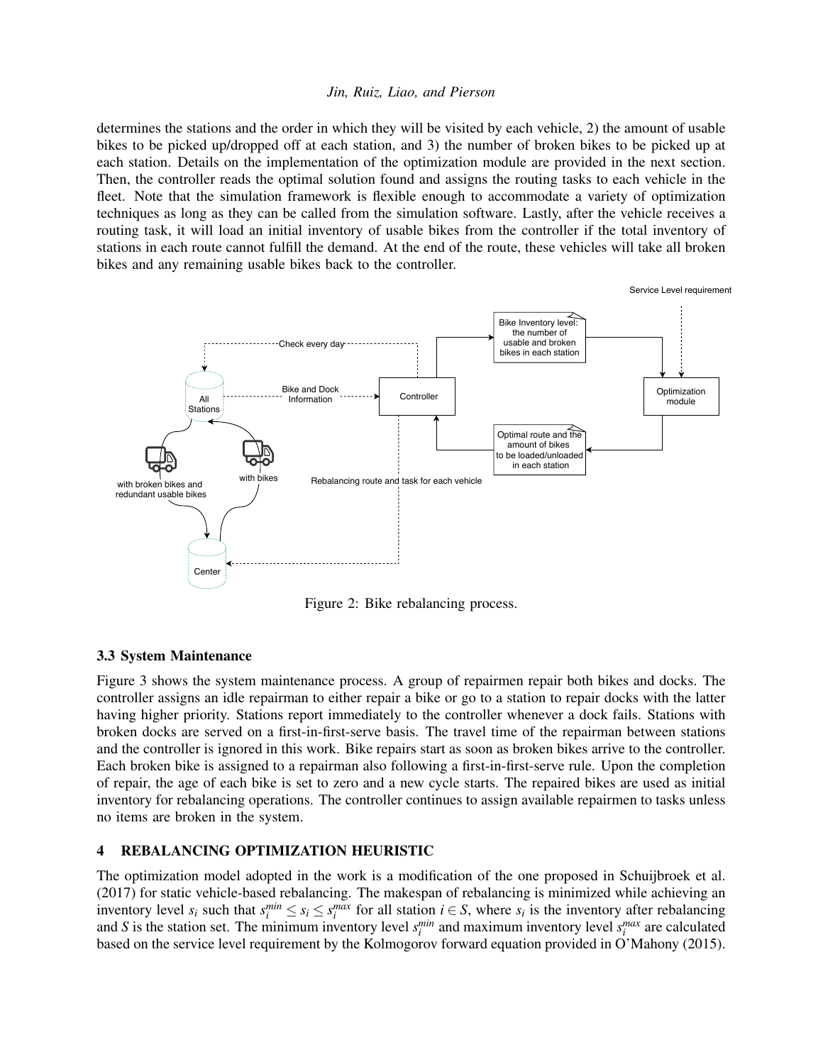determines the stations and the order in which they will be visited by each vehicle, 2) the amount of usable bikes to be picked up/dropped off at each station, and 3) the number of broken bikes to be picked up at each station. Details on the implementation of the optimization module are provided in the next section. Then, the controller reads the optimal solution found and assigns the routing tasks to each vehicle in the fleet. Note that the simulation framework is flexible enough to accommodate a variety of optimization techniques as long as they can be called from the simulation software. Lastly, after the vehicle receives a routing task, it will load an initial inventory of usable bikes from the controller if the total inventory of stations in each route cannot fulfill the demand. At the end of the route, these vehicles will take all broken bikes and any remaining usable bikes back to the controller.

Service Level requirement

Bike Inventory level: the number of usable and broken bikes in each station

Check every day

All Stations

Bike and Dock Information

Controller

Optimization module

Optimal route and the amount of bikes to be loaded/unloaded in each station

with broken bikes and redundant usable bikes

with bikes

Rebalancing route and task for each vehicle

Center

Figure 2: Bike rebalancing process.

### 3.3 System Maintenance

Figure 3 shows the system maintenance process. A group of repairmen repair both bikes and docks. The controller assigns an idle repairman to either repair a bike or go to a station to repair docks with the latter having higher priority. Stations report immediately to the controller whenever a dock fails. Stations with broken docks are served on a first-in-first-serve basis. The travel time of the repairman between stations and the controller is ignored in this work. Bike repairs start as soon as broken bikes arrive to the controller. Each broken bike is assigned to a repairman also following a first-in-first-serve rule. Upon the completion of repair, the age of each bike is set to zero and a new cycle starts. The repaired bikes are used as initial inventory for rebalancing operations. The controller continues to assign available repairmen to tasks unless no items are broken in the system.

## 4 REBALANCING OPTIMIZATION HEURISTIC

The optimization model adopted in the work is a modification of the one proposed in Schuijbroek et al. (2017) for static vehicle-based rebalancing. The makespan of rebalancing is minimized while achieving an inventory level $s_i$ such that $s_i^{min} \leq s_i \leq s_i^{max}$ for all station $i \in S$, where $s_i$ is the inventory after rebalancing and $S$ is the station set. The minimum inventory level $s_i^{min}$ and maximum inventory level $s_i^{max}$ are calculated based on the service level requirement by the Kolmogorov forward equation provided in O'Mahony (2015).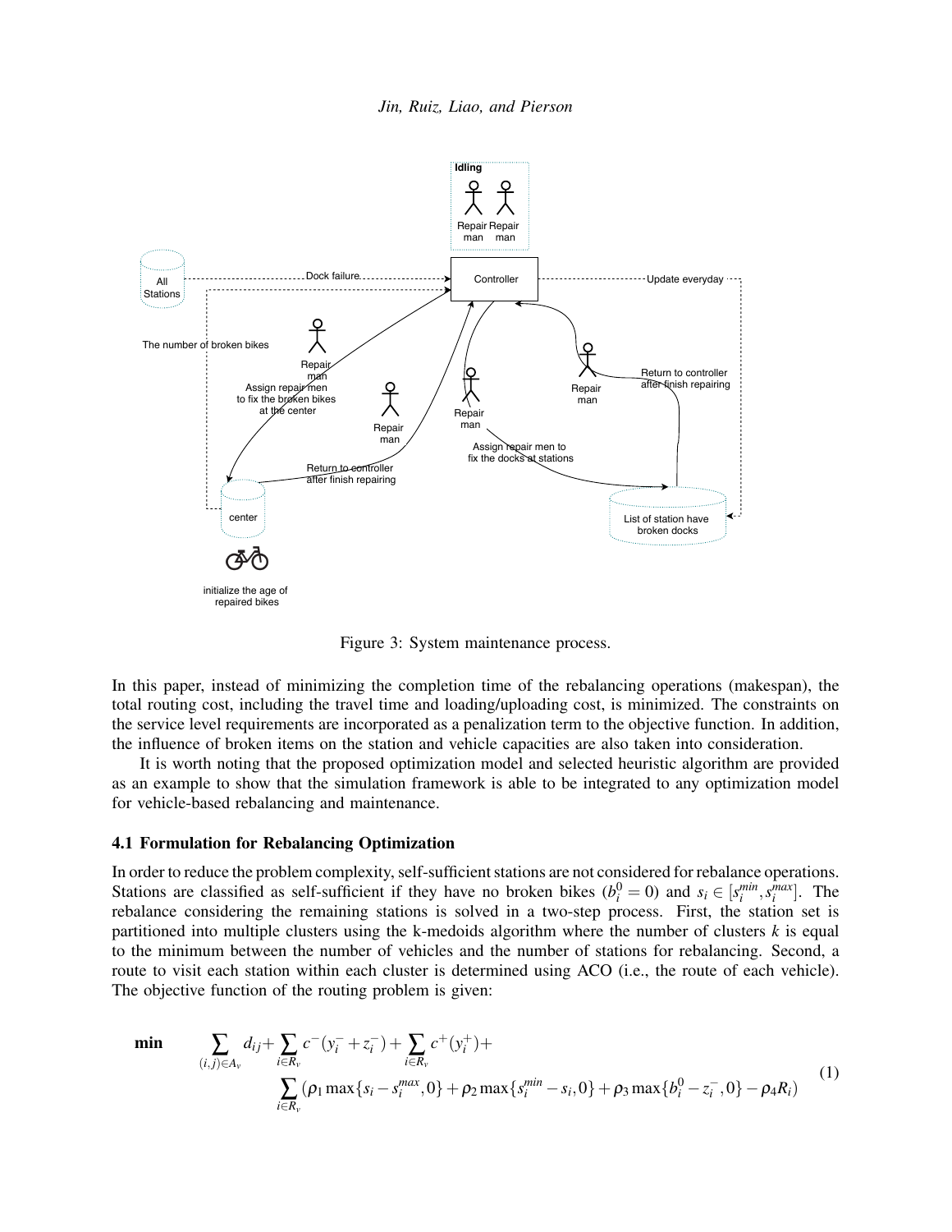Idling

Repair man Repair man

All Stations

Dock failure

Controller

Update everyday

The number of broken bikes

Repair man

Assign repair men to fix the broken bikes at the center

Repair man

Repair man

Repair man

Return to controller after finish repairing

Assign repair men to fix the docks at stations

Return to controller after finish repairing

center

List of station have broken docks

initialize the age of repaired bikes

Figure 3: System maintenance process.

In this paper, instead of minimizing the completion time of the rebalancing operations (makespan), the total routing cost, including the travel time and loading/uploading cost, is minimized. The constraints on the service level requirements are incorporated as a penalization term to the objective function. In addition, the influence of broken items on the station and vehicle capacities are also taken into consideration.

It is worth noting that the proposed optimization model and selected heuristic algorithm are provided as an example to show that the simulation framework is able to be integrated to any optimization model for vehicle-based rebalancing and maintenance.

### 4.1 Formulation for Rebalancing Optimization

In order to reduce the problem complexity, self-sufficient stations are not considered for rebalance operations. Stations are classified as self-sufficient if they have no broken bikes ($b_i^0 = 0$) and $s_i \in [s_i^{min}, s_i^{max}]$. The rebalance considering the remaining stations is solved in a two-step process. First, the station set is partitioned into multiple clusters using the k-medoids algorithm where the number of clusters $k$ is equal to the minimum between the number of vehicles and the number of stations for rebalancing. Second, a route to visit each station within each cluster is determined using ACO (i.e., the route of each vehicle). The objective function of the routing problem is given:

$$
\begin{aligned}
\textbf{min} \quad & \sum_{(i,j)\in A_v} d_{ij} + \sum_{i\in R_v} c^-(y_i^- + z_i^-) + \sum_{i\in R_v} c^+(y_i^+) + \\
& \sum_{i\in R_v} \left(\rho_1 \max\{s_i - s_i^{max}, 0\} + \rho_2 \max\{s_i^{min} - s_i, 0\} + \rho_3 \max\{b_i^0 - z_i^-, 0\} - \rho_4 R_i\right)
\end{aligned}
\tag{1}
$$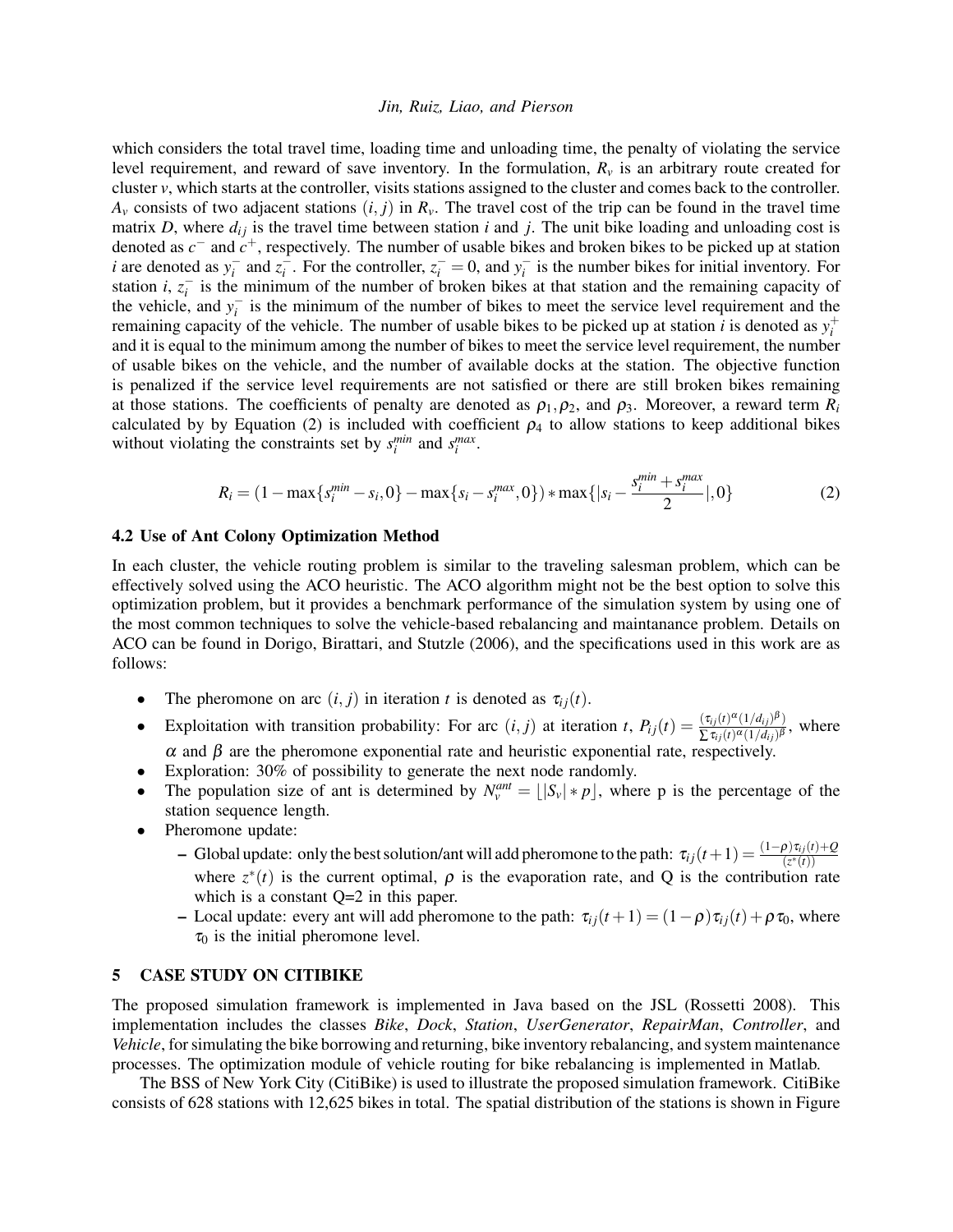which considers the total travel time, loading time and unloading time, the penalty of violating the service level requirement, and reward of save inventory. In the formulation, $R_v$ is an arbitrary route created for cluster $v$, which starts at the controller, visits stations assigned to the cluster and comes back to the controller. $A_v$ consists of two adjacent stations $(i, j)$ in $R_v$. The travel cost of the trip can be found in the travel time matrix $D$, where $d_{ij}$ is the travel time between station $i$ and $j$. The unit bike loading and unloading cost is denoted as $c^-$ and $c^+$, respectively. The number of usable bikes and broken bikes to be picked up at station $i$ are denoted as $y_i^-$ and $z_i^-$. For the controller, $z_i^- = 0$, and $y_i^-$ is the number bikes for initial inventory. For station $i$, $z_i^-$ is the minimum of the number of broken bikes at that station and the remaining capacity of the vehicle, and $y_i^-$ is the minimum of the number of bikes to meet the service level requirement and the remaining capacity of the vehicle. The number of usable bikes to be picked up at station $i$ is denoted as $y_i^+$ and it is equal to the minimum among the number of bikes to meet the service level requirement, the number of usable bikes on the vehicle, and the number of available docks at the station. The objective function is penalized if the service level requirements are not satisfied or there are still broken bikes remaining at those stations. The coefficients of penalty are denoted as $\rho_1, \rho_2$, and $\rho_3$. Moreover, a reward term $R_i$ calculated by by Equation (2) is included with coefficient $\rho_4$ to allow stations to keep additional bikes without violating the constraints set by $s_i^{min}$ and $s_i^{max}$.

$$R_i = (1 - \max\{s_i^{min} - s_i, 0\} - \max\{s_i - s_i^{max}, 0\}) * \max\{|s_i - \frac{s_i^{min} + s_i^{max}}{2}|, 0\} \tag{2}$$

### 4.2 Use of Ant Colony Optimization Method

In each cluster, the vehicle routing problem is similar to the traveling salesman problem, which can be effectively solved using the ACO heuristic. The ACO algorithm might not be the best option to solve this optimization problem, but it provides a benchmark performance of the simulation system by using one of the most common techniques to solve the vehicle-based rebalancing and maintanance problem. Details on ACO can be found in Dorigo, Birattari, and Stutzle (2006), and the specifications used in this work are as follows:

- The pheromone on arc $(i, j)$ in iteration $t$ is denoted as $\tau_{ij}(t)$.
- Exploitation with transition probability: For arc $(i, j)$ at iteration $t$, $P_{ij}(t) = \frac{(\tau_{ij}(t)^{\alpha}(1/d_{ij})^{\beta})}{\sum \tau_{ij}(t)^{\alpha}(1/d_{ij})^{\beta}}$, where $\alpha$ and $\beta$ are the pheromone exponential rate and heuristic exponential rate, respectively.
- Exploration: 30% of possibility to generate the next node randomly.
- The population size of ant is determined by $N_v^{ant} = \lfloor |S_v| * p \rfloor$, where p is the percentage of the station sequence length.
- Pheromone update:
  - Global update: only the best solution/ant will add pheromone to the path: $\tau_{ij}(t+1) = \frac{(1-\rho)\tau_{ij}(t)+Q}{(z^*(t))}$ where $z^*(t)$ is the current optimal, $\rho$ is the evaporation rate, and Q is the contribution rate which is a constant Q=2 in this paper.
  - Local update: every ant will add pheromone to the path: $\tau_{ij}(t+1) = (1-\rho)\tau_{ij}(t) + \rho\tau_0$, where $\tau_0$ is the initial pheromone level.

## 5 CASE STUDY ON CITIBIKE

The proposed simulation framework is implemented in Java based on the JSL (Rossetti 2008). This implementation includes the classes *Bike*, *Dock*, *Station*, *UserGenerator*, *RepairMan*, *Controller*, and *Vehicle*, for simulating the bike borrowing and returning, bike inventory rebalancing, and system maintenance processes. The optimization module of vehicle routing for bike rebalancing is implemented in Matlab.

The BSS of New York City (CitiBike) is used to illustrate the proposed simulation framework. CitiBike consists of 628 stations with 12,625 bikes in total. The spatial distribution of the stations is shown in Figure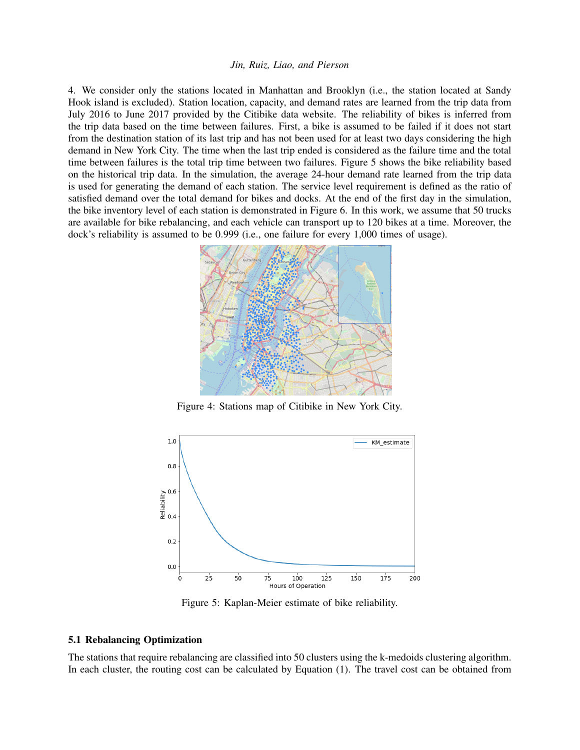4. We consider only the stations located in Manhattan and Brooklyn (i.e., the station located at Sandy Hook island is excluded). Station location, capacity, and demand rates are learned from the trip data from July 2016 to June 2017 provided by the Citibike data website. The reliability of bikes is inferred from the trip data based on the time between failures. First, a bike is assumed to be failed if it does not start from the destination station of its last trip and has not been used for at least two days considering the high demand in New York City. The time when the last trip ended is considered as the failure time and the total time between failures is the total trip time between two failures. Figure 5 shows the bike reliability based on the historical trip data. In the simulation, the average 24-hour demand rate learned from the trip data is used for generating the demand of each station. The service level requirement is defined as the ratio of satisfied demand over the total demand for bikes and docks. At the end of the first day in the simulation, the bike inventory level of each station is demonstrated in Figure 6. In this work, we assume that 50 trucks are available for bike rebalancing, and each vehicle can transport up to 120 bikes at a time. Moreover, the dock's reliability is assumed to be 0.999 (i.e., one failure for every 1,000 times of usage).

Figure 4: Stations map of Citibike in New York City.

KM_estimate
Reliability
1.0
0.8
0.6
0.4
0.2
0.0
0
25
50
75
100
125
150
175
200
Hours of Operation

Figure 5: Kaplan-Meier estimate of bike reliability.

### 5.1 Rebalancing Optimization

The stations that require rebalancing are classified into 50 clusters using the k-medoids clustering algorithm. In each cluster, the routing cost can be calculated by Equation (1). The travel cost can be obtained from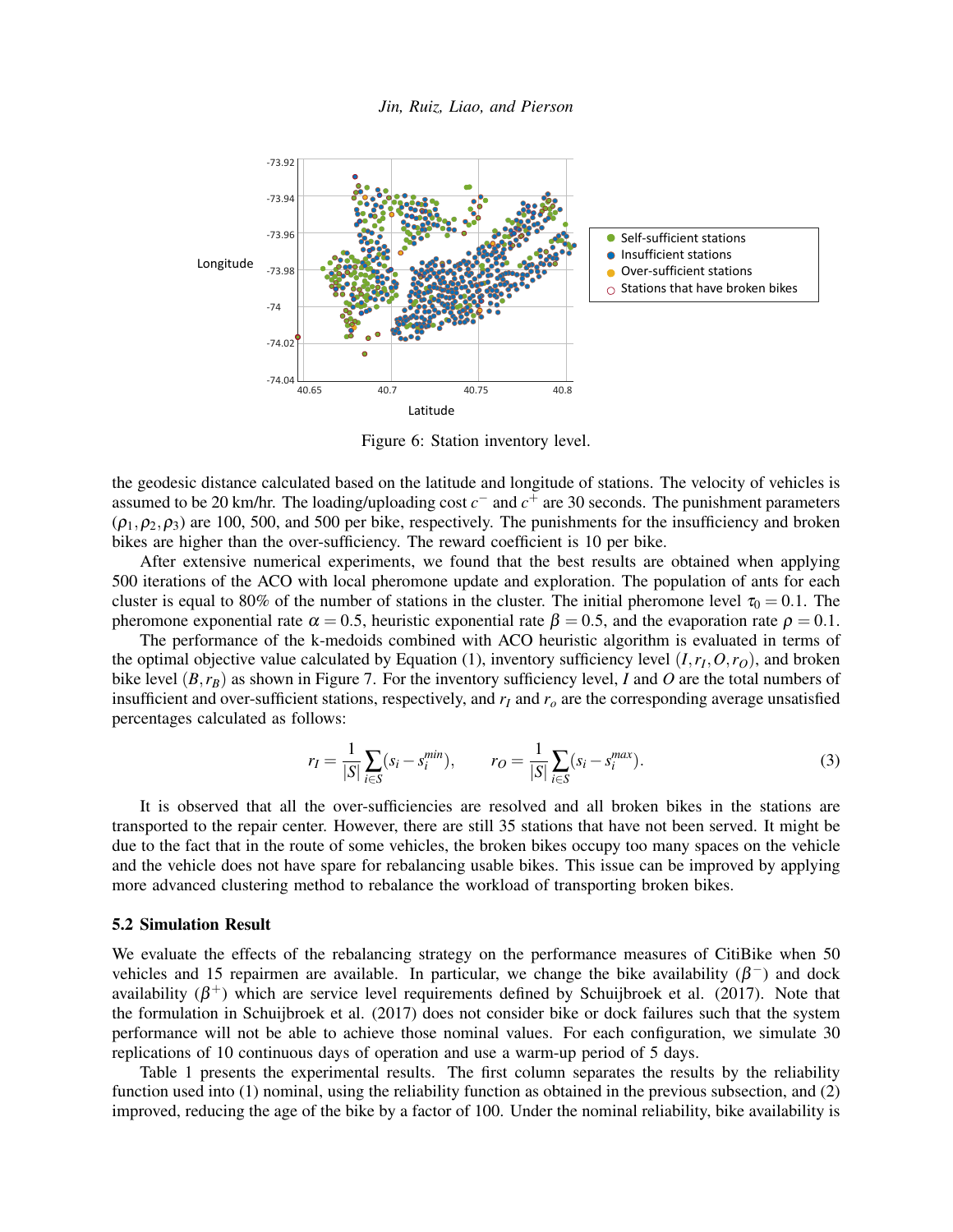-73.92
-73.94
-73.96
-73.98
-74
-74.02
-74.04
Longitude
40.65
40.7
40.75
40.8
Latitude
Self-sufficient stations
Insufficient stations
Over-sufficient stations
Stations that have broken bikes

Figure 6: Station inventory level.

the geodesic distance calculated based on the latitude and longitude of stations. The velocity of vehicles is assumed to be 20 km/hr. The loading/uploading cost $c^-$ and $c^+$ are 30 seconds. The punishment parameters $(\rho_1, \rho_2, \rho_3)$ are 100, 500, and 500 per bike, respectively. The punishments for the insufficiency and broken bikes are higher than the over-sufficiency. The reward coefficient is 10 per bike.

After extensive numerical experiments, we found that the best results are obtained when applying 500 iterations of the ACO with local pheromone update and exploration. The population of ants for each cluster is equal to 80% of the number of stations in the cluster. The initial pheromone level $\tau_0 = 0.1$. The pheromone exponential rate $\alpha = 0.5$, heuristic exponential rate $\beta = 0.5$, and the evaporation rate $\rho = 0.1$.

The performance of the k-medoids combined with ACO heuristic algorithm is evaluated in terms of the optimal objective value calculated by Equation (1), inventory sufficiency level $(I, r_I, O, r_O)$, and broken bike level $(B, r_B)$ as shown in Figure 7. For the inventory sufficiency level, $I$ and $O$ are the total numbers of insufficient and over-sufficient stations, respectively, and $r_I$ and $r_o$ are the corresponding average unsatisfied percentages calculated as follows:

$$r_I = \frac{1}{|S|}\sum_{i\in S}(s_i - s_i^{min}), \qquad r_O = \frac{1}{|S|}\sum_{i\in S}(s_i - s_i^{max}). \tag{3}$$

It is observed that all the over-sufficiencies are resolved and all broken bikes in the stations are transported to the repair center. However, there are still 35 stations that have not been served. It might be due to the fact that in the route of some vehicles, the broken bikes occupy too many spaces on the vehicle and the vehicle does not have spare for rebalancing usable bikes. This issue can be improved by applying more advanced clustering method to rebalance the workload of transporting broken bikes.

### 5.2 Simulation Result

We evaluate the effects of the rebalancing strategy on the performance measures of CitiBike when 50 vehicles and 15 repairmen are available. In particular, we change the bike availability $(\beta^-)$ and dock availability $(\beta^+)$ which are service level requirements defined by Schuijbroek et al. (2017). Note that the formulation in Schuijbroek et al. (2017) does not consider bike or dock failures such that the system performance will not be able to achieve those nominal values. For each configuration, we simulate 30 replications of 10 continuous days of operation and use a warm-up period of 5 days.

Table 1 presents the experimental results. The first column separates the results by the reliability function used into (1) nominal, using the reliability function as obtained in the previous subsection, and (2) improved, reducing the age of the bike by a factor of 100. Under the nominal reliability, bike availability is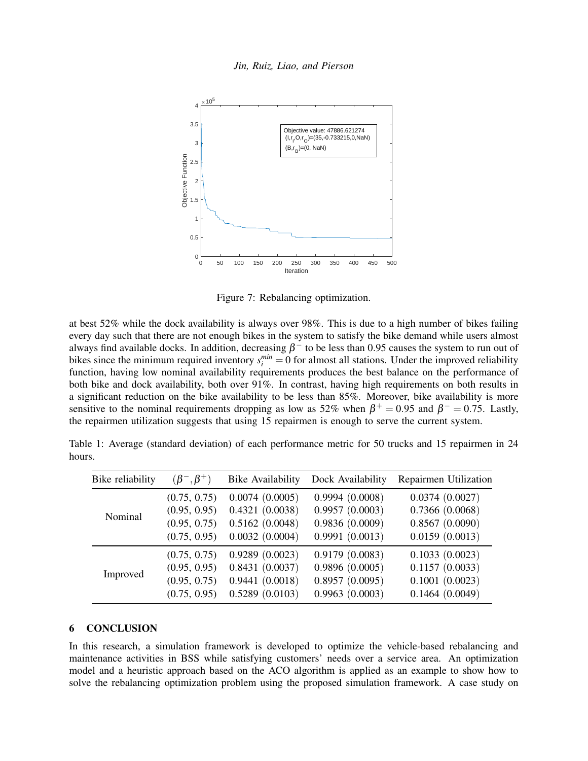Objective value: 47886.621274

$(I, r_I, O, r_O)$=(35,-0.733215,0,NaN)

$(B, r_B)$=(0, NaN)

$\times 10^5$

Objective Function

Iteration

4

3.5

3

2.5

2

1.5

1

0.5

0

0 50 100 150 200 250 300 350 400 450 500

Figure 7: Rebalancing optimization.

at best 52% while the dock availability is always over 98%. This is due to a high number of bikes failing every day such that there are not enough bikes in the system to satisfy the bike demand while users almost always find available docks. In addition, decreasing $\beta^-$ to be less than 0.95 causes the system to run out of bikes since the minimum required inventory $s_i^{min} = 0$ for almost all stations. Under the improved reliability function, having low nominal availability requirements produces the best balance on the performance of both bike and dock availability, both over 91%. In contrast, having high requirements on both results in a significant reduction on the bike availability to be less than 85%. Moreover, bike availability is more sensitive to the nominal requirements dropping as low as 52% when $\beta^+ = 0.95$ and $\beta^- = 0.75$. Lastly, the repairmen utilization suggests that using 15 repairmen is enough to serve the current system.

Table 1: Average (standard deviation) of each performance metric for 50 trucks and 15 repairmen in 24 hours.

| Bike reliability | $(\beta^-, \beta^+)$ | Bike Availability | Dock Availability | Repairmen Utilization |
|---|---|---|---|---|
| Nominal | (0.75, 0.75) | 0.0074 (0.0005) | 0.9994 (0.0008) | 0.0374 (0.0027) |
| | (0.95, 0.95) | 0.4321 (0.0038) | 0.9957 (0.0003) | 0.7366 (0.0068) |
| | (0.95, 0.75) | 0.5162 (0.0048) | 0.9836 (0.0009) | 0.8567 (0.0090) |
| | (0.75, 0.95) | 0.0032 (0.0004) | 0.9991 (0.0013) | 0.0159 (0.0013) |
| Improved | (0.75, 0.75) | 0.9289 (0.0023) | 0.9179 (0.0083) | 0.1033 (0.0023) |
| | (0.95, 0.95) | 0.8431 (0.0037) | 0.9896 (0.0005) | 0.1157 (0.0033) |
| | (0.95, 0.75) | 0.9441 (0.0018) | 0.8957 (0.0095) | 0.1001 (0.0023) |
| | (0.75, 0.95) | 0.5289 (0.0103) | 0.9963 (0.0003) | 0.1464 (0.0049) |

## 6 CONCLUSION

In this research, a simulation framework is developed to optimize the vehicle-based rebalancing and maintenance activities in BSS while satisfying customers' needs over a service area. An optimization model and a heuristic approach based on the ACO algorithm is applied as an example to show how to solve the rebalancing optimization problem using the proposed simulation framework. A case study on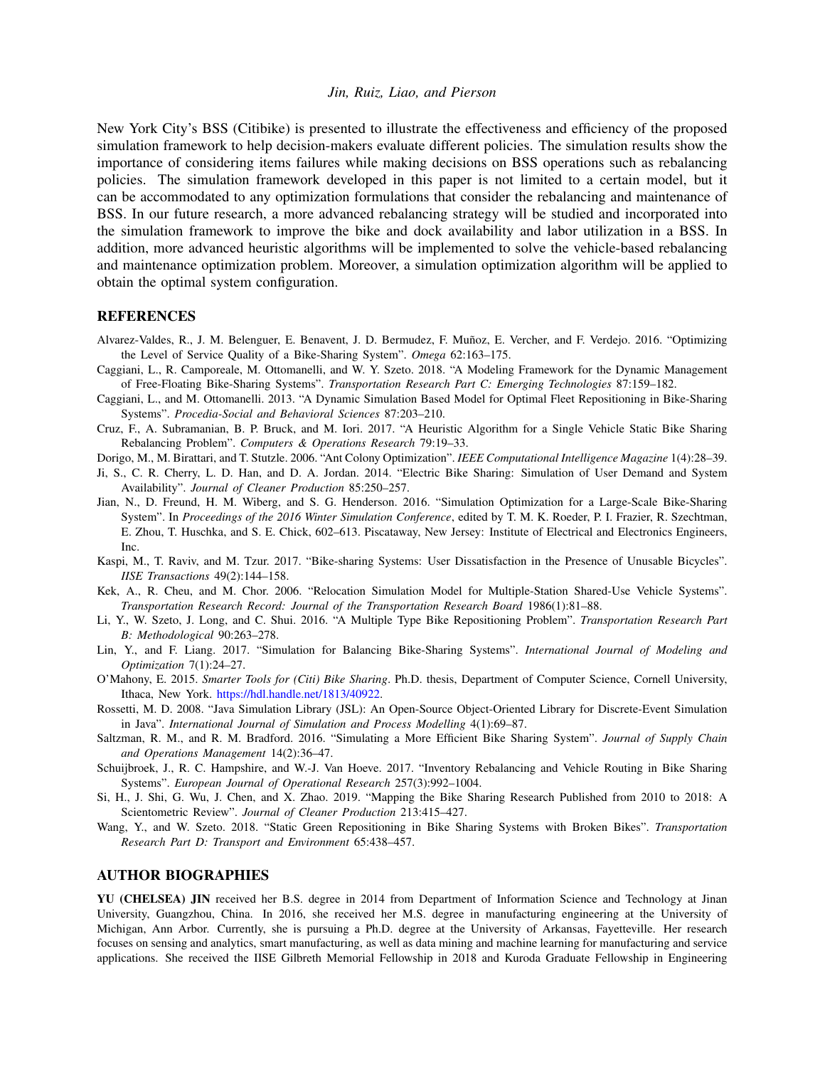New York City's BSS (Citibike) is presented to illustrate the effectiveness and efficiency of the proposed simulation framework to help decision-makers evaluate different policies. The simulation results show the importance of considering items failures while making decisions on BSS operations such as rebalancing policies. The simulation framework developed in this paper is not limited to a certain model, but it can be accommodated to any optimization formulations that consider the rebalancing and maintenance of BSS. In our future research, a more advanced rebalancing strategy will be studied and incorporated into the simulation framework to improve the bike and dock availability and labor utilization in a BSS. In addition, more advanced heuristic algorithms will be implemented to solve the vehicle-based rebalancing and maintenance optimization problem. Moreover, a simulation optimization algorithm will be applied to obtain the optimal system configuration.

## REFERENCES

Alvarez-Valdes, R., J. M. Belenguer, E. Benavent, J. D. Bermudez, F. Muñoz, E. Vercher, and F. Verdejo. 2016. "Optimizing the Level of Service Quality of a Bike-Sharing System". *Omega* 62:163–175.

Caggiani, L., R. Camporeale, M. Ottomanelli, and W. Y. Szeto. 2018. "A Modeling Framework for the Dynamic Management of Free-Floating Bike-Sharing Systems". *Transportation Research Part C: Emerging Technologies* 87:159–182.

Caggiani, L., and M. Ottomanelli. 2013. "A Dynamic Simulation Based Model for Optimal Fleet Repositioning in Bike-Sharing Systems". *Procedia-Social and Behavioral Sciences* 87:203–210.

Cruz, F., A. Subramanian, B. P. Bruck, and M. Iori. 2017. "A Heuristic Algorithm for a Single Vehicle Static Bike Sharing Rebalancing Problem". *Computers & Operations Research* 79:19–33.

Dorigo, M., M. Birattari, and T. Stutzle. 2006. "Ant Colony Optimization". *IEEE Computational Intelligence Magazine* 1(4):28–39.

Ji, S., C. R. Cherry, L. D. Han, and D. A. Jordan. 2014. "Electric Bike Sharing: Simulation of User Demand and System Availability". *Journal of Cleaner Production* 85:250–257.

Jian, N., D. Freund, H. M. Wiberg, and S. G. Henderson. 2016. "Simulation Optimization for a Large-Scale Bike-Sharing System". In *Proceedings of the 2016 Winter Simulation Conference*, edited by T. M. K. Roeder, P. I. Frazier, R. Szechtman, E. Zhou, T. Huschka, and S. E. Chick, 602–613. Piscataway, New Jersey: Institute of Electrical and Electronics Engineers, Inc.

Kaspi, M., T. Raviv, and M. Tzur. 2017. "Bike-sharing Systems: User Dissatisfaction in the Presence of Unusable Bicycles". *IISE Transactions* 49(2):144–158.

Kek, A., R. Cheu, and M. Chor. 2006. "Relocation Simulation Model for Multiple-Station Shared-Use Vehicle Systems". *Transportation Research Record: Journal of the Transportation Research Board* 1986(1):81–88.

Li, Y., W. Szeto, J. Long, and C. Shui. 2016. "A Multiple Type Bike Repositioning Problem". *Transportation Research Part B: Methodological* 90:263–278.

Lin, Y., and F. Liang. 2017. "Simulation for Balancing Bike-Sharing Systems". *International Journal of Modeling and Optimization* 7(1):24–27.

O'Mahony, E. 2015. *Smarter Tools for (Citi) Bike Sharing*. Ph.D. thesis, Department of Computer Science, Cornell University, Ithaca, New York. https://hdl.handle.net/1813/40922.

Rossetti, M. D. 2008. "Java Simulation Library (JSL): An Open-Source Object-Oriented Library for Discrete-Event Simulation in Java". *International Journal of Simulation and Process Modelling* 4(1):69–87.

Saltzman, R. M., and R. M. Bradford. 2016. "Simulating a More Efficient Bike Sharing System". *Journal of Supply Chain and Operations Management* 14(2):36–47.

Schuijbroek, J., R. C. Hampshire, and W.-J. Van Hoeve. 2017. "Inventory Rebalancing and Vehicle Routing in Bike Sharing Systems". *European Journal of Operational Research* 257(3):992–1004.

Si, H., J. Shi, G. Wu, J. Chen, and X. Zhao. 2019. "Mapping the Bike Sharing Research Published from 2010 to 2018: A Scientometric Review". *Journal of Cleaner Production* 213:415–427.

Wang, Y., and W. Szeto. 2018. "Static Green Repositioning in Bike Sharing Systems with Broken Bikes". *Transportation Research Part D: Transport and Environment* 65:438–457.

## AUTHOR BIOGRAPHIES

**YU (CHELSEA) JIN** received her B.S. degree in 2014 from Department of Information Science and Technology at Jinan University, Guangzhou, China. In 2016, she received her M.S. degree in manufacturing engineering at the University of Michigan, Ann Arbor. Currently, she is pursuing a Ph.D. degree at the University of Arkansas, Fayetteville. Her research focuses on sensing and analytics, smart manufacturing, as well as data mining and machine learning for manufacturing and service applications. She received the IISE Gilbreth Memorial Fellowship in 2018 and Kuroda Graduate Fellowship in Engineering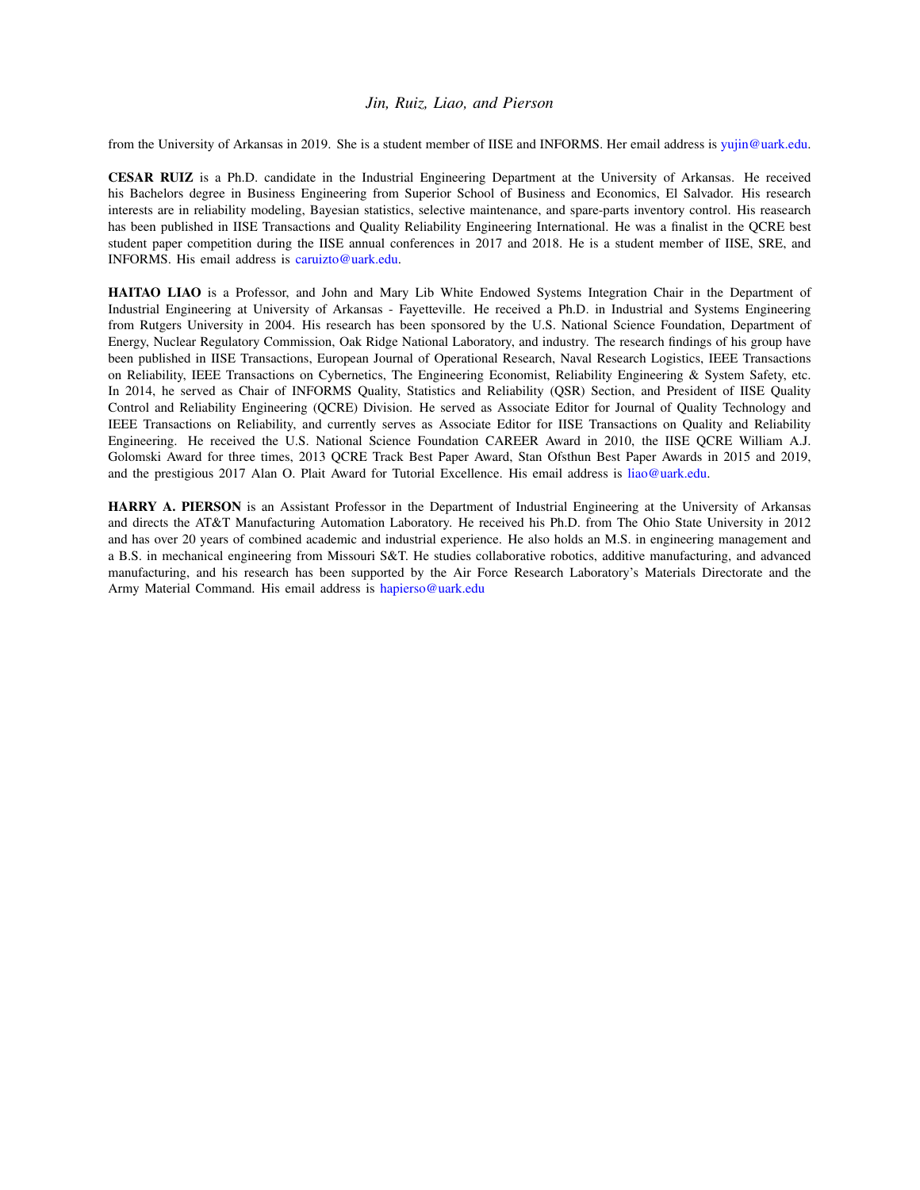from the University of Arkansas in 2019. She is a student member of IISE and INFORMS. Her email address is yujin@uark.edu.

**CESAR RUIZ** is a Ph.D. candidate in the Industrial Engineering Department at the University of Arkansas. He received his Bachelors degree in Business Engineering from Superior School of Business and Economics, El Salvador. His research interests are in reliability modeling, Bayesian statistics, selective maintenance, and spare-parts inventory control. His reasearch has been published in IISE Transactions and Quality Reliability Engineering International. He was a finalist in the QCRE best student paper competition during the IISE annual conferences in 2017 and 2018. He is a student member of IISE, SRE, and INFORMS. His email address is caruizto@uark.edu.

**HAITAO LIAO** is a Professor, and John and Mary Lib White Endowed Systems Integration Chair in the Department of Industrial Engineering at University of Arkansas - Fayetteville. He received a Ph.D. in Industrial and Systems Engineering from Rutgers University in 2004. His research has been sponsored by the U.S. National Science Foundation, Department of Energy, Nuclear Regulatory Commission, Oak Ridge National Laboratory, and industry. The research findings of his group have been published in IISE Transactions, European Journal of Operational Research, Naval Research Logistics, IEEE Transactions on Reliability, IEEE Transactions on Cybernetics, The Engineering Economist, Reliability Engineering & System Safety, etc. In 2014, he served as Chair of INFORMS Quality, Statistics and Reliability (QSR) Section, and President of IISE Quality Control and Reliability Engineering (QCRE) Division. He served as Associate Editor for Journal of Quality Technology and IEEE Transactions on Reliability, and currently serves as Associate Editor for IISE Transactions on Quality and Reliability Engineering. He received the U.S. National Science Foundation CAREER Award in 2010, the IISE QCRE William A.J. Golomski Award for three times, 2013 QCRE Track Best Paper Award, Stan Ofsthun Best Paper Awards in 2015 and 2019, and the prestigious 2017 Alan O. Plait Award for Tutorial Excellence. His email address is liao@uark.edu.

**HARRY A. PIERSON** is an Assistant Professor in the Department of Industrial Engineering at the University of Arkansas and directs the AT&T Manufacturing Automation Laboratory. He received his Ph.D. from The Ohio State University in 2012 and has over 20 years of combined academic and industrial experience. He also holds an M.S. in engineering management and a B.S. in mechanical engineering from Missouri S&T. He studies collaborative robotics, additive manufacturing, and advanced manufacturing, and his research has been supported by the Air Force Research Laboratory's Materials Directorate and the Army Material Command. His email address is hapierso@uark.edu